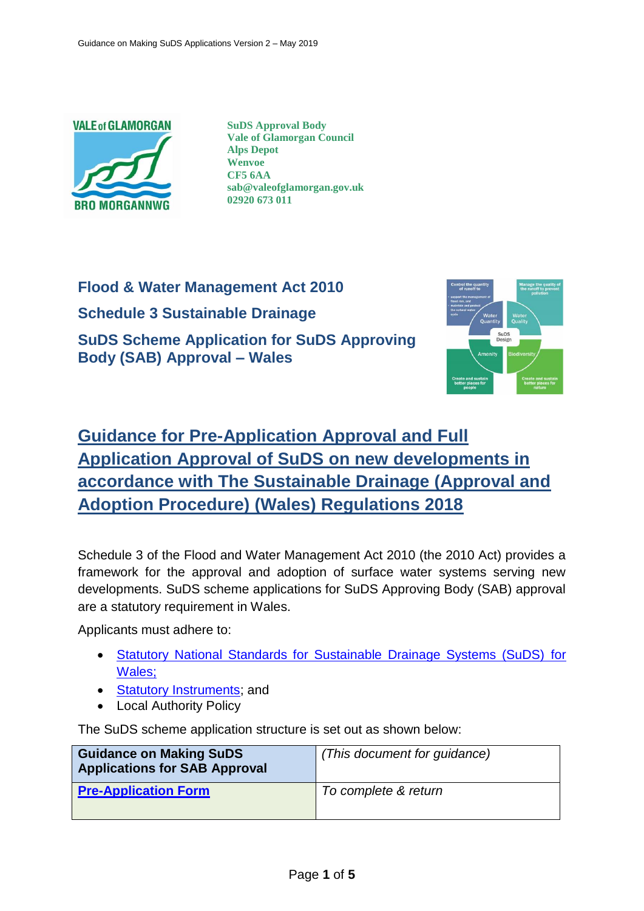SuDS Approval Body
Vale of Glamorgan Council
Alps Depot
Wenvoe
CF5 6AA
sab@valeofglamorgan.gov.uk
02920 673 011

## Flood & Water Management Act 2010

## Schedule 3 Sustainable Drainage

## SuDS Scheme Application for SuDS Approving Body (SAB) Approval – Wales

# Guidance for Pre-Application Approval and Full Application Approval of SuDS on new developments in accordance with The Sustainable Drainage (Approval and Adoption Procedure) (Wales) Regulations 2018

Schedule 3 of the Flood and Water Management Act 2010 (the 2010 Act) provides a framework for the approval and adoption of surface water systems serving new developments. SuDS scheme applications for SuDS Approving Body (SAB) approval are a statutory requirement in Wales.

Applicants must adhere to:

- Statutory National Standards for Sustainable Drainage Systems (SuDS) for Wales;
- Statutory Instruments; and
- Local Authority Policy

The SuDS scheme application structure is set out as shown below:

| **Guidance on Making SuDS Applications for SAB Approval** | *(This document for guidance)* |
|---|---|
| **Pre-Application Form** | *To complete & return* |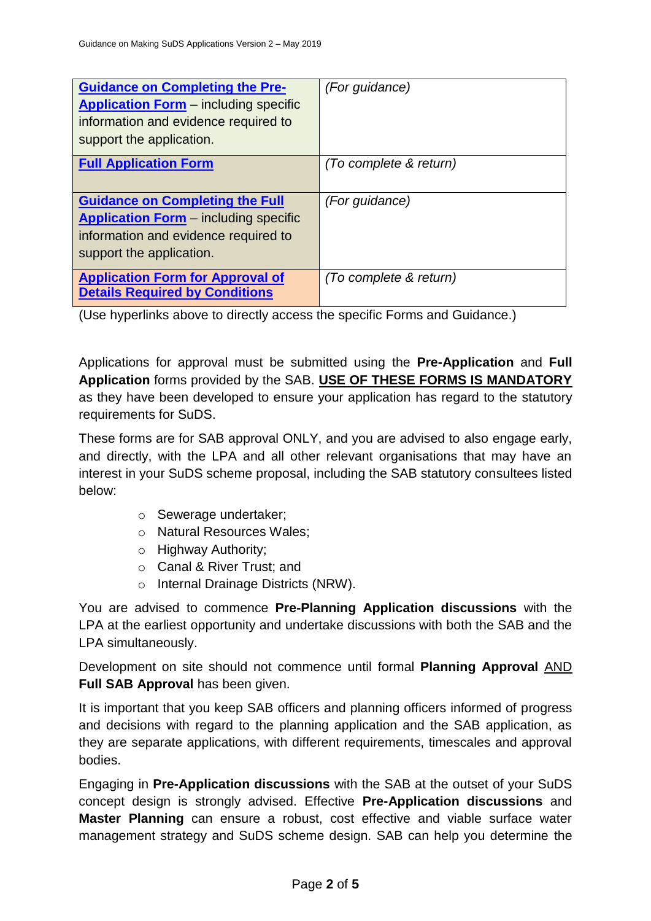| **Guidance on Completing the Pre-Application Form** – including specific information and evidence required to support the application. | *(For guidance)* |
|---|---|
| **Full Application Form** | *(To complete & return)* |
| **Guidance on Completing the Full Application Form** – including specific information and evidence required to support the application. | *(For guidance)* |
| **Application Form for Approval of Details Required by Conditions** | *(To complete & return)* |

(Use hyperlinks above to directly access the specific Forms and Guidance.)

Applications for approval must be submitted using the **Pre-Application** and **Full Application** forms provided by the SAB. **USE OF THESE FORMS IS MANDATORY** as they have been developed to ensure your application has regard to the statutory requirements for SuDS.

These forms are for SAB approval ONLY, and you are advised to also engage early, and directly, with the LPA and all other relevant organisations that may have an interest in your SuDS scheme proposal, including the SAB statutory consultees listed below:

- Sewerage undertaker;
- Natural Resources Wales;
- Highway Authority;
- Canal & River Trust; and
- Internal Drainage Districts (NRW).

You are advised to commence **Pre-Planning Application discussions** with the LPA at the earliest opportunity and undertake discussions with both the SAB and the LPA simultaneously.

Development on site should not commence until formal **Planning Approval** AND **Full SAB Approval** has been given.

It is important that you keep SAB officers and planning officers informed of progress and decisions with regard to the planning application and the SAB application, as they are separate applications, with different requirements, timescales and approval bodies.

Engaging in **Pre-Application discussions** with the SAB at the outset of your SuDS concept design is strongly advised. Effective **Pre-Application discussions** and **Master Planning** can ensure a robust, cost effective and viable surface water management strategy and SuDS scheme design. SAB can help you determine the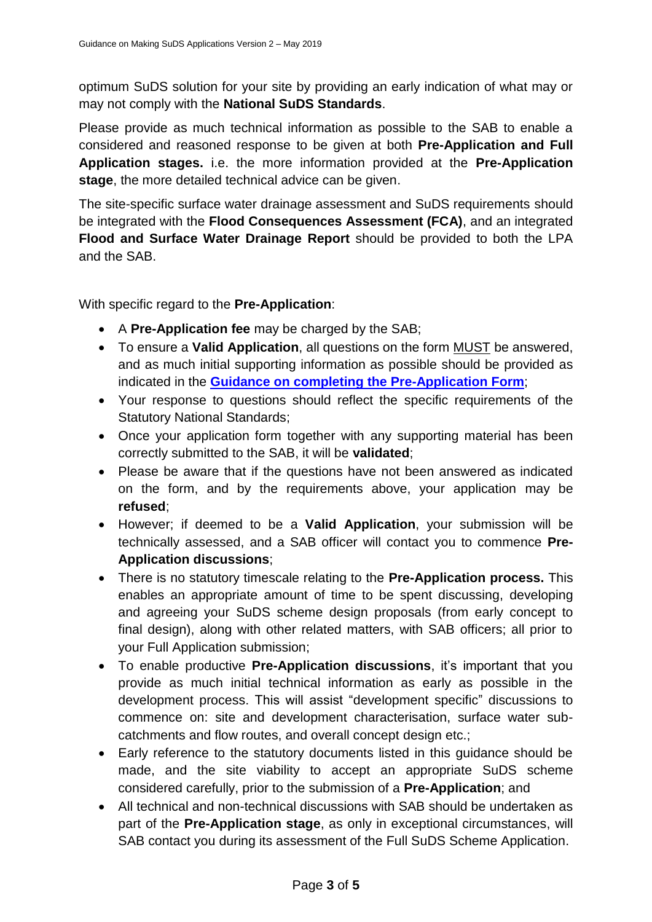optimum SuDS solution for your site by providing an early indication of what may or may not comply with the **National SuDS Standards**.

Please provide as much technical information as possible to the SAB to enable a considered and reasoned response to be given at both **Pre-Application and Full Application stages.** i.e. the more information provided at the **Pre-Application stage**, the more detailed technical advice can be given.

The site-specific surface water drainage assessment and SuDS requirements should be integrated with the **Flood Consequences Assessment (FCA)**, and an integrated **Flood and Surface Water Drainage Report** should be provided to both the LPA and the SAB.

With specific regard to the **Pre-Application**:

- A **Pre-Application fee** may be charged by the SAB;
- To ensure a **Valid Application**, all questions on the form MUST be answered, and as much initial supporting information as possible should be provided as indicated in the **Guidance on completing the Pre-Application Form**;
- Your response to questions should reflect the specific requirements of the Statutory National Standards;
- Once your application form together with any supporting material has been correctly submitted to the SAB, it will be **validated**;
- Please be aware that if the questions have not been answered as indicated on the form, and by the requirements above, your application may be **refused**;
- However; if deemed to be a **Valid Application**, your submission will be technically assessed, and a SAB officer will contact you to commence **Pre-Application discussions**;
- There is no statutory timescale relating to the **Pre-Application process.** This enables an appropriate amount of time to be spent discussing, developing and agreeing your SuDS scheme design proposals (from early concept to final design), along with other related matters, with SAB officers; all prior to your Full Application submission;
- To enable productive **Pre-Application discussions**, it's important that you provide as much initial technical information as early as possible in the development process. This will assist "development specific" discussions to commence on: site and development characterisation, surface water sub-catchments and flow routes, and overall concept design etc.;
- Early reference to the statutory documents listed in this guidance should be made, and the site viability to accept an appropriate SuDS scheme considered carefully, prior to the submission of a **Pre-Application**; and
- All technical and non-technical discussions with SAB should be undertaken as part of the **Pre-Application stage**, as only in exceptional circumstances, will SAB contact you during its assessment of the Full SuDS Scheme Application.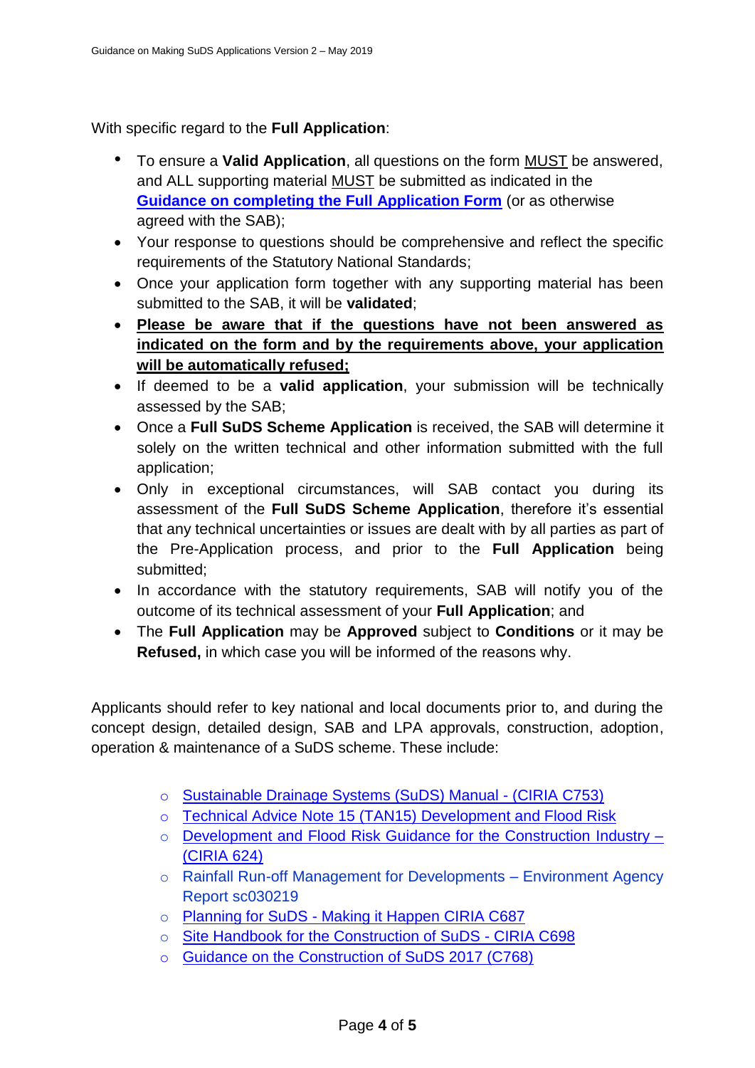With specific regard to the **Full Application**:

- To ensure a **Valid Application**, all questions on the form MUST be answered, and ALL supporting material MUST be submitted as indicated in the **Guidance on completing the Full Application Form** (or as otherwise agreed with the SAB);
- Your response to questions should be comprehensive and reflect the specific requirements of the Statutory National Standards;
- Once your application form together with any supporting material has been submitted to the SAB, it will be **validated**;
- **Please be aware that if the questions have not been answered as indicated on the form and by the requirements above, your application will be automatically refused;**
- If deemed to be a **valid application**, your submission will be technically assessed by the SAB;
- Once a **Full SuDS Scheme Application** is received, the SAB will determine it solely on the written technical and other information submitted with the full application;
- Only in exceptional circumstances, will SAB contact you during its assessment of the **Full SuDS Scheme Application**, therefore it's essential that any technical uncertainties or issues are dealt with by all parties as part of the Pre-Application process, and prior to the **Full Application** being submitted;
- In accordance with the statutory requirements, SAB will notify you of the outcome of its technical assessment of your **Full Application**; and
- The **Full Application** may be **Approved** subject to **Conditions** or it may be **Refused,** in which case you will be informed of the reasons why.

Applicants should refer to key national and local documents prior to, and during the concept design, detailed design, SAB and LPA approvals, construction, adoption, operation & maintenance of a SuDS scheme. These include:

- Sustainable Drainage Systems (SuDS) Manual - (CIRIA C753)
- Technical Advice Note 15 (TAN15) Development and Flood Risk
- Development and Flood Risk Guidance for the Construction Industry – (CIRIA 624)
- Rainfall Run-off Management for Developments – Environment Agency Report sc030219
- Planning for SuDS - Making it Happen CIRIA C687
- Site Handbook for the Construction of SuDS - CIRIA C698
- Guidance on the Construction of SuDS 2017 (C768)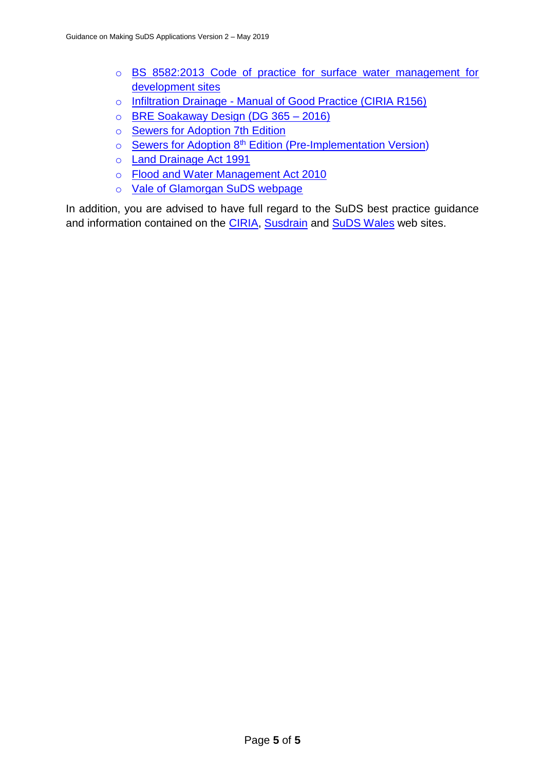- BS 8582:2013 Code of practice for surface water management for development sites
- Infiltration Drainage - Manual of Good Practice (CIRIA R156)
- BRE Soakaway Design (DG 365 – 2016)
- Sewers for Adoption 7th Edition
- Sewers for Adoption 8th Edition (Pre-Implementation Version)
- Land Drainage Act 1991
- Flood and Water Management Act 2010
- Vale of Glamorgan SuDS webpage

In addition, you are advised to have full regard to the SuDS best practice guidance and information contained on the CIRIA, Susdrain and SuDS Wales web sites.